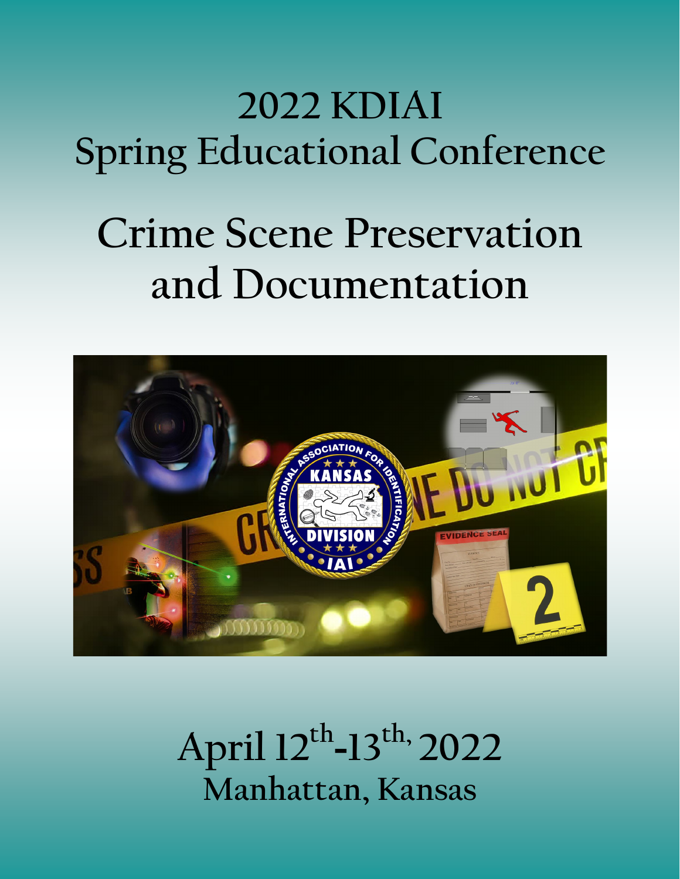# 2022 KDIAI Spring Educational Conference

# Crime Scene Preservation and Documentation

## April 12th-13th, 2022

## Manhattan, Kansas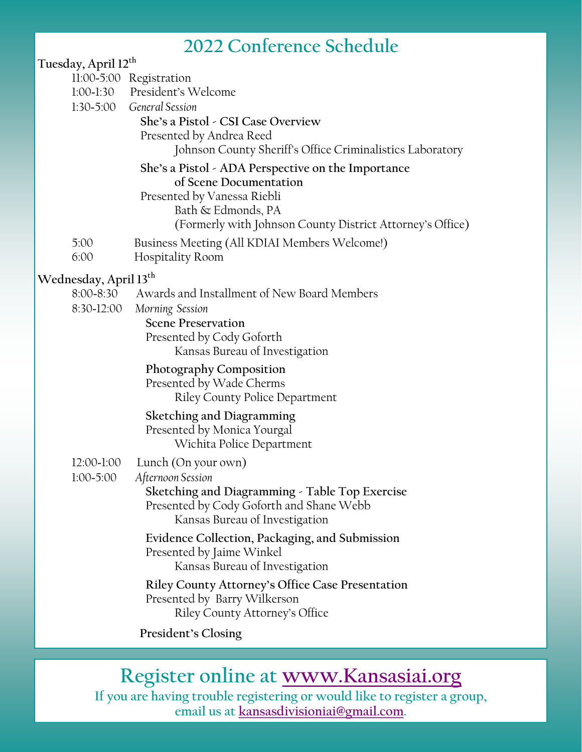# 2022 Conference Schedule

**Tuesday, April 12th**

11:00-5:00 Registration

1:00-1:30 President's Welcome

1:30-5:00 *General Session*

**She's a Pistol - CSI Case Overview**
Presented by Andrea Reed
Johnson County Sheriff's Office Criminalistics Laboratory

**She's a Pistol - ADA Perspective on the Importance of Scene Documentation**
Presented by Vanessa Riebli
Bath & Edmonds, PA
(Formerly with Johnson County District Attorney's Office)

5:00 Business Meeting (All KDIAI Members Welcome!)

6:00 Hospitality Room

**Wednesday, April 13th**

8:00-8:30 Awards and Installment of New Board Members

8:30-12:00 *Morning Session*

**Scene Preservation**
Presented by Cody Goforth
Kansas Bureau of Investigation

**Photography Composition**
Presented by Wade Cherms
Riley County Police Department

**Sketching and Diagramming**
Presented by Monica Yourgal
Wichita Police Department

12:00-1:00 Lunch (On your own)

1:00-5:00 *Afternoon Session*

**Sketching and Diagramming - Table Top Exercise**
Presented by Cody Goforth and Shane Webb
Kansas Bureau of Investigation

**Evidence Collection, Packaging, and Submission**
Presented by Jaime Winkel
Kansas Bureau of Investigation

**Riley County Attorney's Office Case Presentation**
Presented by Barry Wilkerson
Riley County Attorney's Office

**President's Closing**

## Register online at www.Kansasiai.org

**If you are having trouble registering or would like to register a group, email us at kansasdivisioniai@gmail.com.**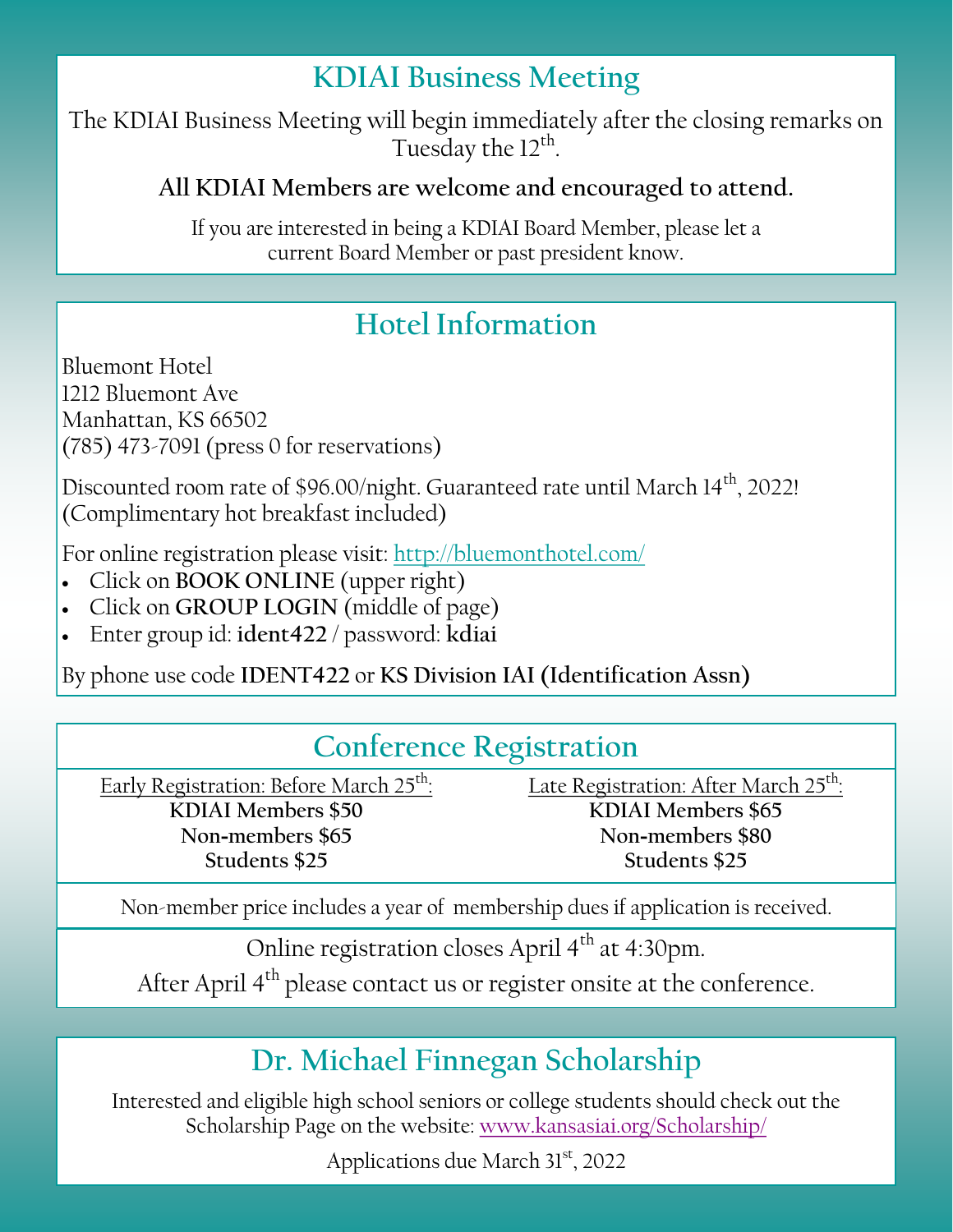## KDIAI Business Meeting

The KDIAI Business Meeting will begin immediately after the closing remarks on Tuesday the 12th.

**All KDIAI Members are welcome and encouraged to attend.**

If you are interested in being a KDIAI Board Member, please let a current Board Member or past president know.

## Hotel Information

Bluemont Hotel
1212 Bluemont Ave
Manhattan, KS 66502
(785) 473-7091 (press 0 for reservations)

Discounted room rate of $96.00/night. Guaranteed rate until March 14th, 2022! (Complimentary hot breakfast included)

For online registration please visit: http://bluemonthotel.com/

- Click on **BOOK ONLINE** (upper right)
- Click on **GROUP LOGIN** (middle of page)
- Enter group id: **ident422** / password: **kdiai**

By phone use code **IDENT422** or **KS Division IAI (Identification Assn)**

## Conference Registration

| Early Registration: Before March 25th: | Late Registration: After March 25th: |
| --- | --- |
| **KDIAI Members $50** | **KDIAI Members $65** |
| **Non-members $65** | **Non-members $80** |
| **Students $25** | **Students $25** |

Non-member price includes a year of membership dues if application is received.

Online registration closes April 4th at 4:30pm.

After April 4th please contact us or register onsite at the conference.

## Dr. Michael Finnegan Scholarship

Interested and eligible high school seniors or college students should check out the Scholarship Page on the website: www.kansasiai.org/Scholarship/

Applications due March 31st, 2022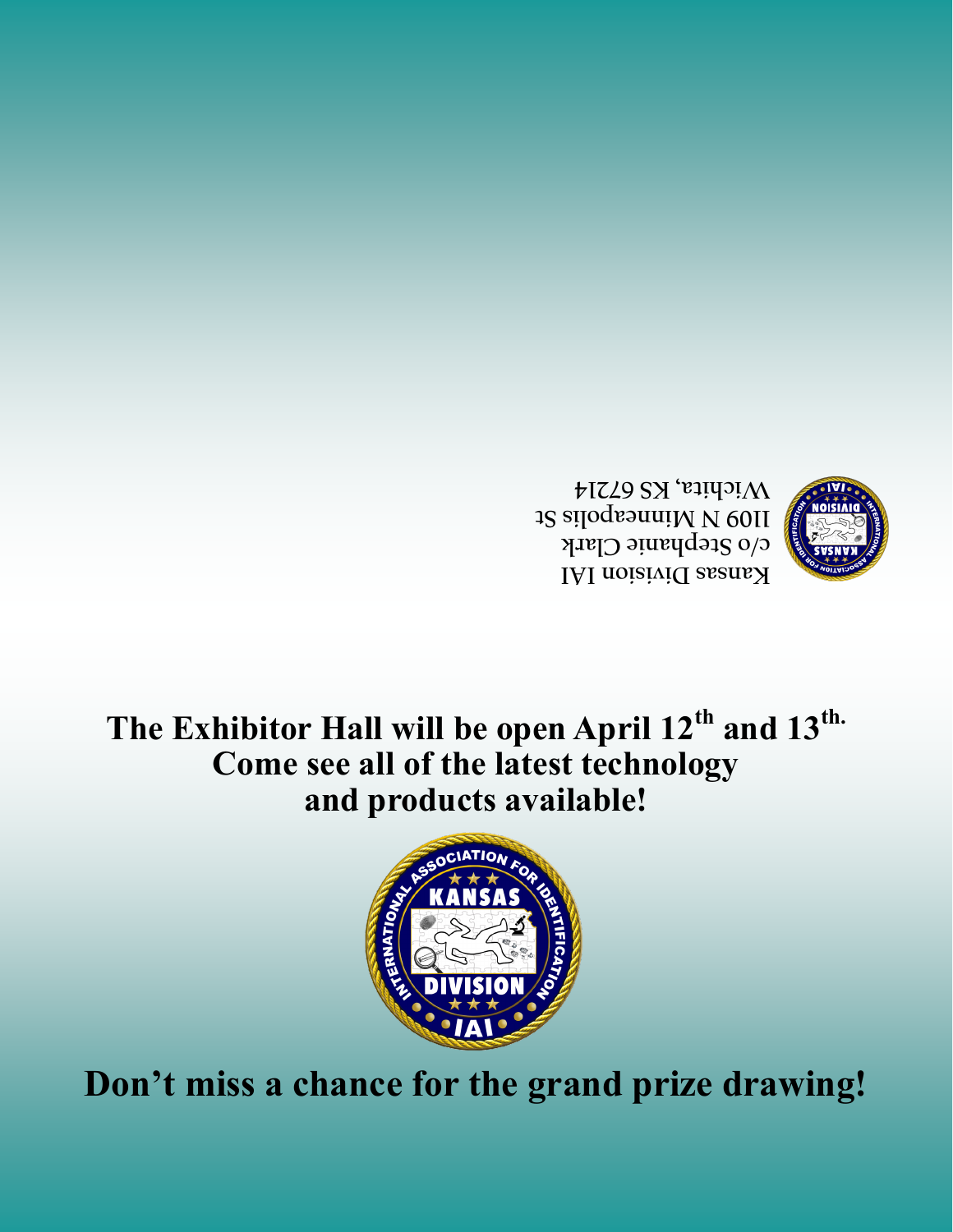Kansas Division IAI
c/o Stephanie Clark
1109 N Minneapolis St
Wichita, KS 67214

**The Exhibitor Hall will be open April 12th and 13th.**
**Come see all of the latest technology and products available!**

**Don't miss a chance for the grand prize drawing!**